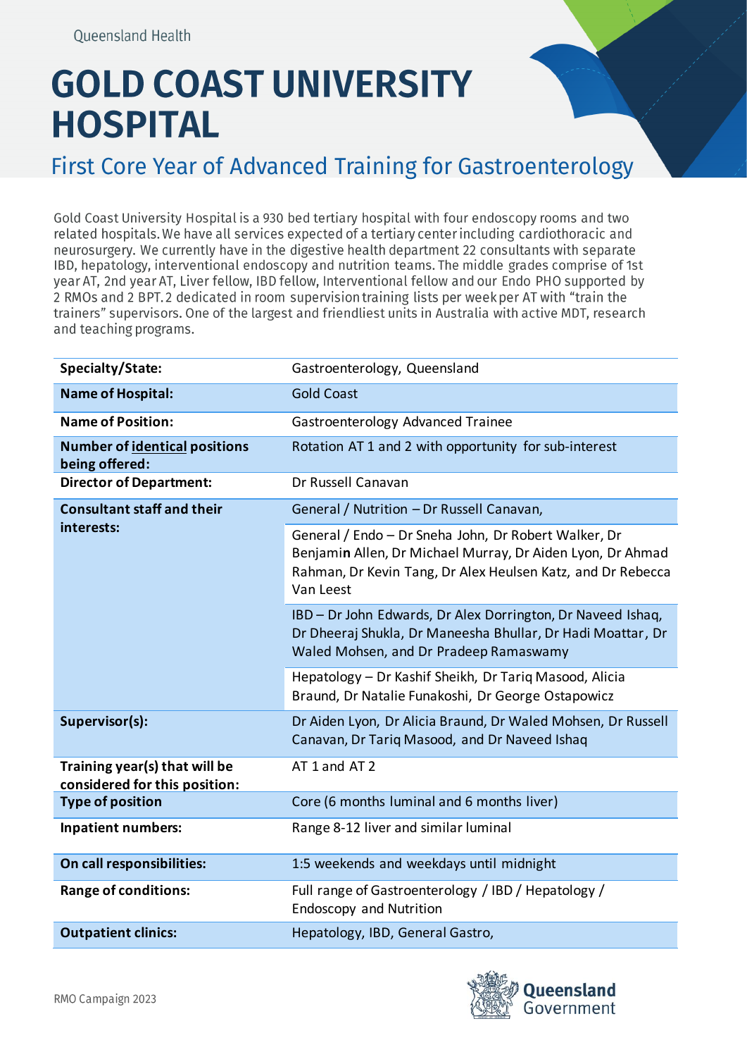Queensland Health

# GOLD COAST UNIVERSITY HOSPITAL

## First Core Year of Advanced Training for Gastroenterology

Gold Coast University Hospital is a 930 bed tertiary hospital with four endoscopy rooms and two related hospitals. We have all services expected of a tertiary center including cardiothoracic and neurosurgery. We currently have in the digestive health department 22 consultants with separate IBD, hepatology, interventional endoscopy and nutrition teams. The middle grades comprise of 1st year AT, 2nd year AT, Liver fellow, IBD fellow, Interventional fellow and our Endo PHO supported by 2 RMOs and 2 BPT. 2 dedicated in room supervision training lists per week per AT with "train the trainers" supervisors. One of the largest and friendliest units in Australia with active MDT, research and teaching programs.

| | |
|---|---|
| **Specialty/State:** | Gastroenterology, Queensland |
| **Name of Hospital:** | Gold Coast |
| **Name of Position:** | Gastroenterology Advanced Trainee |
| **Number of identical positions being offered:** | Rotation AT 1 and 2 with opportunity for sub-interest |
| **Director of Department:** | Dr Russell Canavan |
| **Consultant staff and their interests:** | General / Nutrition – Dr Russell Canavan, |
| | General / Endo – Dr Sneha John, Dr Robert Walker, Dr Benjamin Allen, Dr Michael Murray, Dr Aiden Lyon, Dr Ahmad Rahman, Dr Kevin Tang, Dr Alex Heulsen Katz, and Dr Rebecca Van Leest |
| | IBD – Dr John Edwards, Dr Alex Dorrington, Dr Naveed Ishaq, Dr Dheeraj Shukla, Dr Maneesha Bhullar, Dr Hadi Moattar, Dr Waled Mohsen, and Dr Pradeep Ramaswamy |
| | Hepatology – Dr Kashif Sheikh, Dr Tariq Masood, Alicia Braund, Dr Natalie Funakoshi, Dr George Ostapowicz |
| **Supervisor(s):** | Dr Aiden Lyon, Dr Alicia Braund, Dr Waled Mohsen, Dr Russell Canavan, Dr Tariq Masood, and Dr Naveed Ishaq |
| **Training year(s) that will be considered for this position:** | AT 1 and AT 2 |
| **Type of position** | Core (6 months luminal and 6 months liver) |
| **Inpatient numbers:** | Range 8-12 liver and similar luminal |
| **On call responsibilities:** | 1:5 weekends and weekdays until midnight |
| **Range of conditions:** | Full range of Gastroenterology / IBD / Hepatology / Endoscopy and Nutrition |
| **Outpatient clinics:** | Hepatology, IBD, General Gastro, |

RMO Campaign 2023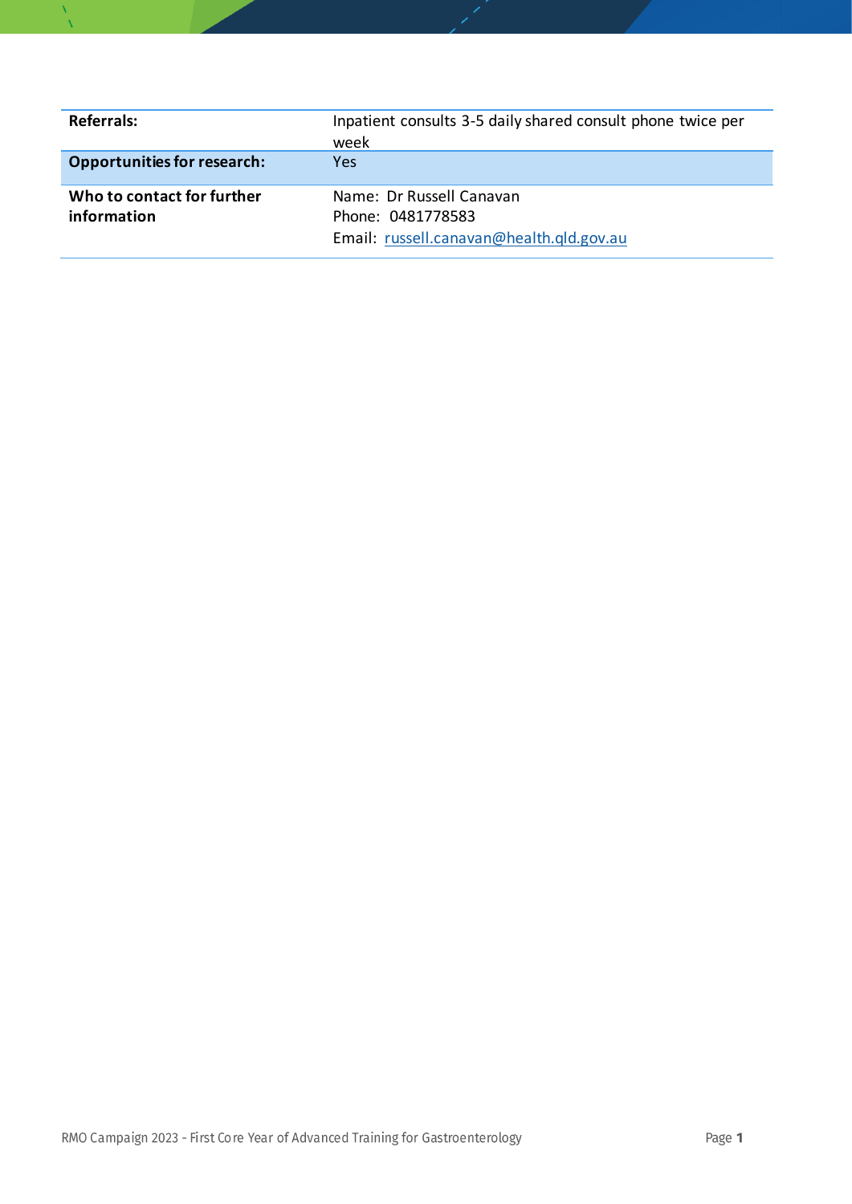| | |
|---|---|
| **Referrals:** | Inpatient consults 3-5 daily shared consult phone twice per week |
| **Opportunities for research:** | Yes |
| **Who to contact for further information** | Name: Dr Russell Canavan<br>Phone: 0481778583<br>Email: russell.canavan@health.qld.gov.au |